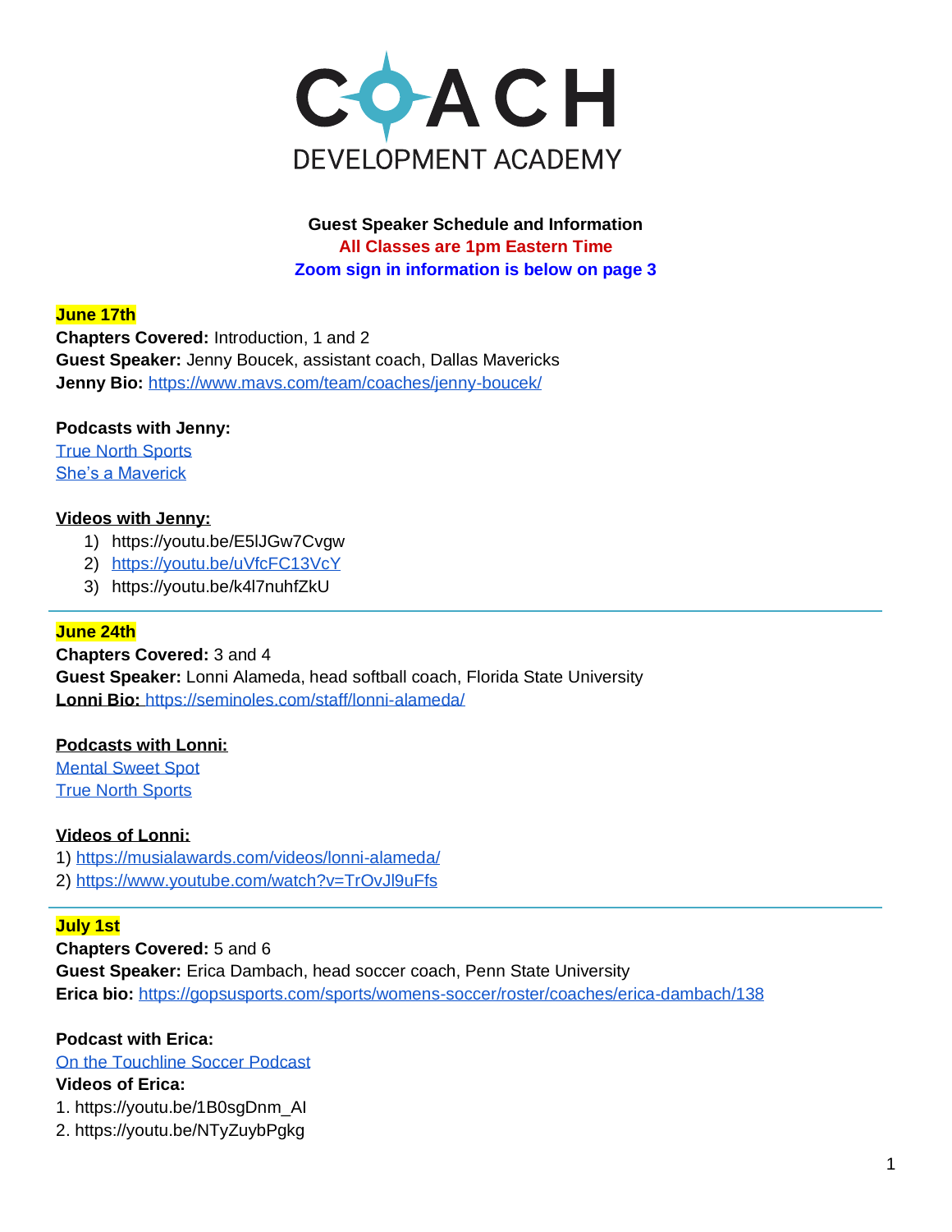# COACH DEVELOPMENT ACADEMY

**Guest Speaker Schedule and Information**
**All Classes are 1pm Eastern Time**
**Zoom sign in information is below on page 3**

**June 17th**
**Chapters Covered:** Introduction, 1 and 2
**Guest Speaker:** Jenny Boucek, assistant coach, Dallas Mavericks
**Jenny Bio:** https://www.mavs.com/team/coaches/jenny-boucek/

**Podcasts with Jenny:**
True North Sports
She's a Maverick

**Videos with Jenny:**

1) https://youtu.be/E5lJGw7Cvgw
2) https://youtu.be/uVfcFC13VcY
3) https://youtu.be/k4l7nuhfZkU

---

**June 24th**
**Chapters Covered:** 3 and 4
**Guest Speaker:** Lonni Alameda, head softball coach, Florida State University
**Lonni Bio:** https://seminoles.com/staff/lonni-alameda/

**Podcasts with Lonni:**
Mental Sweet Spot
True North Sports

**Videos of Lonni:**
1) https://musialawards.com/videos/lonni-alameda/
2) https://www.youtube.com/watch?v=TrOvJl9uFfs

---

**July 1st**
**Chapters Covered:** 5 and 6
**Guest Speaker:** Erica Dambach, head soccer coach, Penn State University
**Erica bio:** https://gopsusports.com/sports/womens-soccer/roster/coaches/erica-dambach/138

**Podcast with Erica:**
On the Touchline Soccer Podcast
**Videos of Erica:**
1. https://youtu.be/1B0sgDnm_AI
2. https://youtu.be/NTyZuybPgkg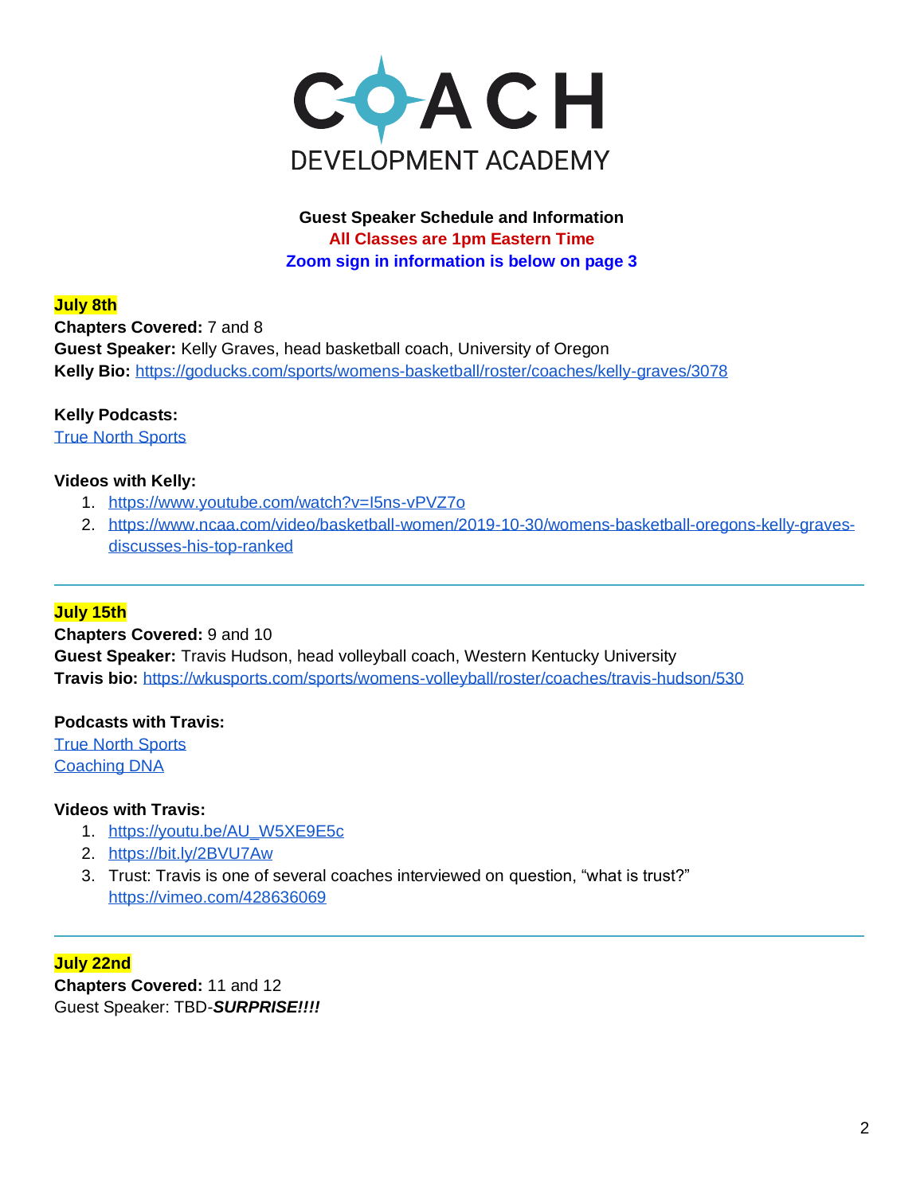# COACH DEVELOPMENT ACADEMY

**Guest Speaker Schedule and Information**

**All Classes are 1pm Eastern Time**

**Zoom sign in information is below on page 3**

**July 8th**

**Chapters Covered:** 7 and 8

**Guest Speaker:** Kelly Graves, head basketball coach, University of Oregon

**Kelly Bio:** https://goducks.com/sports/womens-basketball/roster/coaches/kelly-graves/3078

**Kelly Podcasts:**

True North Sports

**Videos with Kelly:**

1. https://www.youtube.com/watch?v=I5ns-vPVZ7o
2. https://www.ncaa.com/video/basketball-women/2019-10-30/womens-basketball-oregons-kelly-graves-discusses-his-top-ranked

---

**July 15th**

**Chapters Covered:** 9 and 10

**Guest Speaker:** Travis Hudson, head volleyball coach, Western Kentucky University

**Travis bio:** https://wkusports.com/sports/womens-volleyball/roster/coaches/travis-hudson/530

**Podcasts with Travis:**

True North Sports

Coaching DNA

**Videos with Travis:**

1. https://youtu.be/AU_W5XE9E5c
2. https://bit.ly/2BVU7Aw
3. Trust: Travis is one of several coaches interviewed on question, "what is trust?" https://vimeo.com/428636069

---

**July 22nd**

**Chapters Covered:** 11 and 12

Guest Speaker: TBD-***SURPRISE!!!!***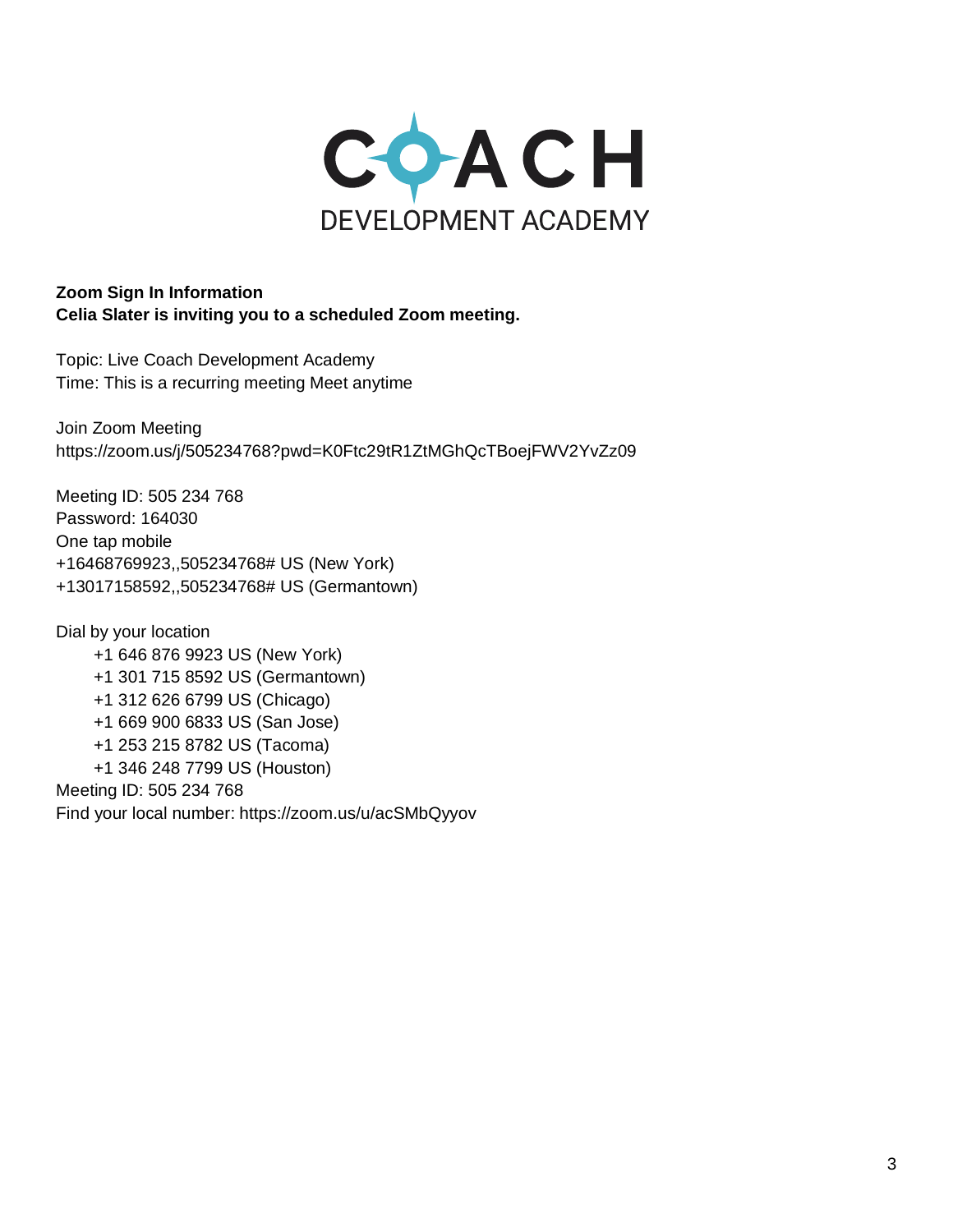COACH DEVELOPMENT ACADEMY

**Zoom Sign In Information**
**Celia Slater is inviting you to a scheduled Zoom meeting.**

Topic: Live Coach Development Academy
Time: This is a recurring meeting Meet anytime

Join Zoom Meeting
https://zoom.us/j/505234768?pwd=K0Ftc29tR1ZtMGhQcTBoejFWV2YvZz09

Meeting ID: 505 234 768
Password: 164030
One tap mobile
+16468769923,,505234768# US (New York)
+13017158592,,505234768# US (Germantown)

Dial by your location
- +1 646 876 9923 US (New York)
- +1 301 715 8592 US (Germantown)
- +1 312 626 6799 US (Chicago)
- +1 669 900 6833 US (San Jose)
- +1 253 215 8782 US (Tacoma)
- +1 346 248 7799 US (Houston)

Meeting ID: 505 234 768
Find your local number: https://zoom.us/u/acSMbQyyov